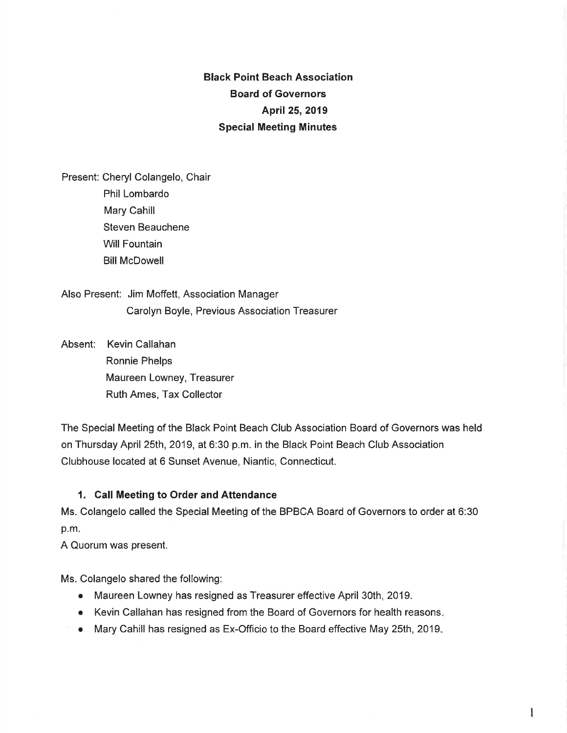# Black Point Beach Association
## Board of Governors
## April 25, 2019
## Special Meeting Minutes

Present: Cheryl Colangelo, Chair
Phil Lombardo
Mary Cahill
Steven Beauchene
Will Fountain
Bill McDowell

Also Present: Jim Moffett, Association Manager
Carolyn Boyle, Previous Association Treasurer

Absent: Kevin Callahan
Ronnie Phelps
Maureen Lowney, Treasurer
Ruth Ames, Tax Collector

The Special Meeting of the Black Point Beach Club Association Board of Governors was held on Thursday April 25th, 2019, at 6:30 p.m. in the Black Point Beach Club Association Clubhouse located at 6 Sunset Avenue, Niantic, Connecticut.

### 1. Call Meeting to Order and Attendance

Ms. Colangelo called the Special Meeting of the BPBCA Board of Governors to order at 6:30 p.m.

A Quorum was present.

Ms. Colangelo shared the following:

- Maureen Lowney has resigned as Treasurer effective April 30th, 2019.
- Kevin Callahan has resigned from the Board of Governors for health reasons.
- Mary Cahill has resigned as Ex-Officio to the Board effective May 25th, 2019.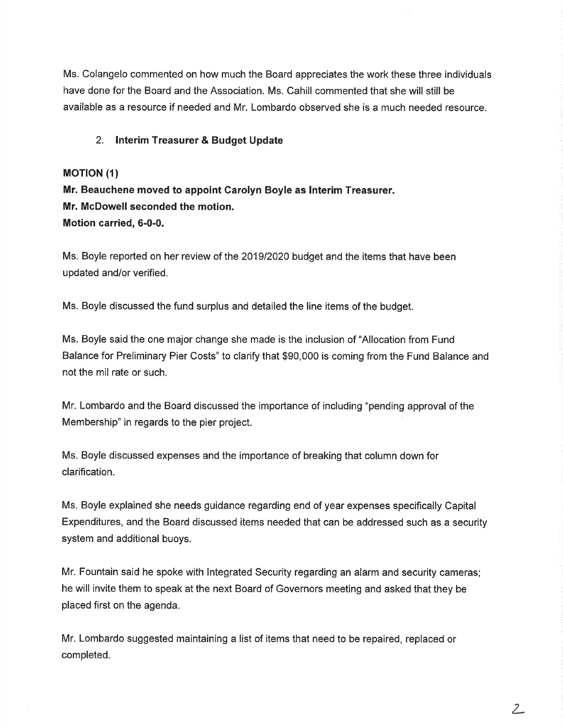Ms. Colangelo commented on how much the Board appreciates the work these three individuals have done for the Board and the Association. Ms. Cahill commented that she will still be available as a resource if needed and Mr. Lombardo observed she is a much needed resource.

2. **Interim Treasurer & Budget Update**

**MOTION (1)**
**Mr. Beauchene moved to appoint Carolyn Boyle as Interim Treasurer.**
**Mr. McDowell seconded the motion.**
**Motion carried, 6-0-0.**

Ms. Boyle reported on her review of the 2019/2020 budget and the items that have been updated and/or verified.

Ms. Boyle discussed the fund surplus and detailed the line items of the budget.

Ms. Boyle said the one major change she made is the inclusion of "Allocation from Fund Balance for Preliminary Pier Costs" to clarify that $90,000 is coming from the Fund Balance and not the mil rate or such.

Mr. Lombardo and the Board discussed the importance of including "pending approval of the Membership" in regards to the pier project.

Ms. Boyle discussed expenses and the importance of breaking that column down for clarification.

Ms. Boyle explained she needs guidance regarding end of year expenses specifically Capital Expenditures, and the Board discussed items needed that can be addressed such as a security system and additional buoys.

Mr. Fountain said he spoke with Integrated Security regarding an alarm and security cameras; he will invite them to speak at the next Board of Governors meeting and asked that they be placed first on the agenda.

Mr. Lombardo suggested maintaining a list of items that need to be repaired, replaced or completed.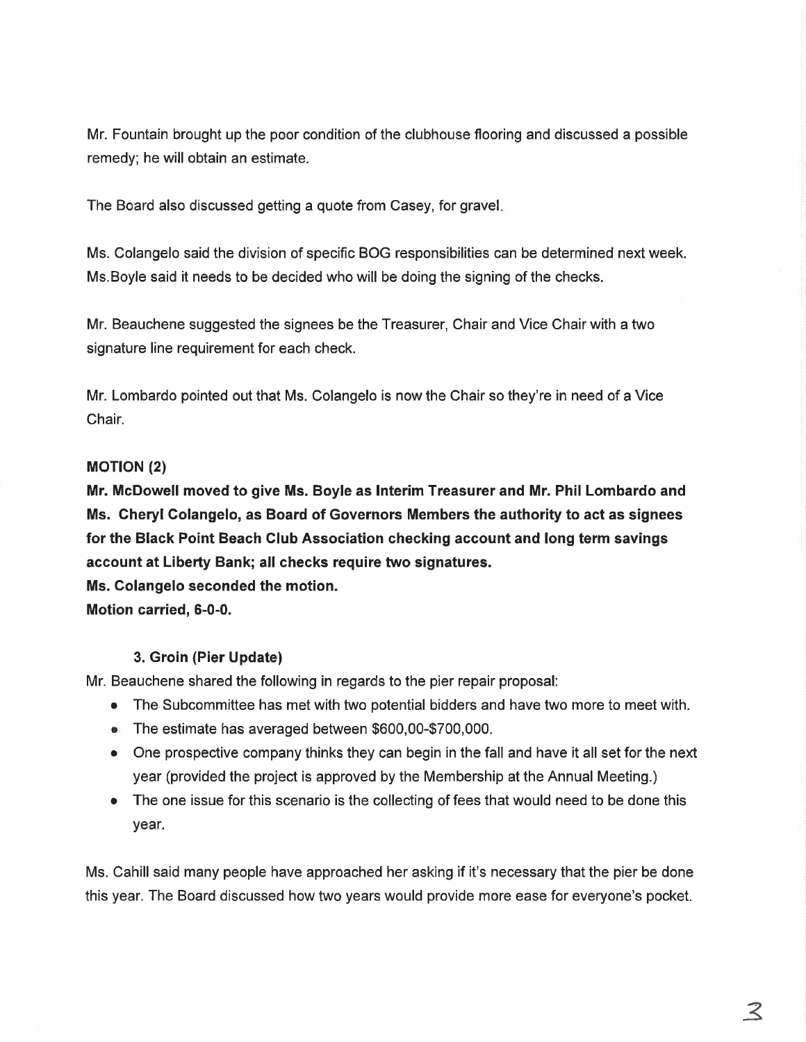Mr. Fountain brought up the poor condition of the clubhouse flooring and discussed a possible remedy; he will obtain an estimate.

The Board also discussed getting a quote from Casey, for gravel.

Ms. Colangelo said the division of specific BOG responsibilities can be determined next week. Ms.Boyle said it needs to be decided who will be doing the signing of the checks.

Mr. Beauchene suggested the signees be the Treasurer, Chair and Vice Chair with a two signature line requirement for each check.

Mr. Lombardo pointed out that Ms. Colangelo is now the Chair so they're in need of a Vice Chair.

**MOTION (2)**

**Mr. McDowell moved to give Ms. Boyle as Interim Treasurer and Mr. Phil Lombardo and Ms. Cheryl Colangelo, as Board of Governors Members the authority to act as signees for the Black Point Beach Club Association checking account and long term savings account at Liberty Bank; all checks require two signatures.**
**Ms. Colangelo seconded the motion.**
**Motion carried, 6-0-0.**

**3. Groin (Pier Update)**

Mr. Beauchene shared the following in regards to the pier repair proposal:

- The Subcommittee has met with two potential bidders and have two more to meet with.
- The estimate has averaged between $600,00-$700,000.
- One prospective company thinks they can begin in the fall and have it all set for the next year (provided the project is approved by the Membership at the Annual Meeting.)
- The one issue for this scenario is the collecting of fees that would need to be done this year.

Ms. Cahill said many people have approached her asking if it's necessary that the pier be done this year. The Board discussed how two years would provide more ease for everyone's pocket.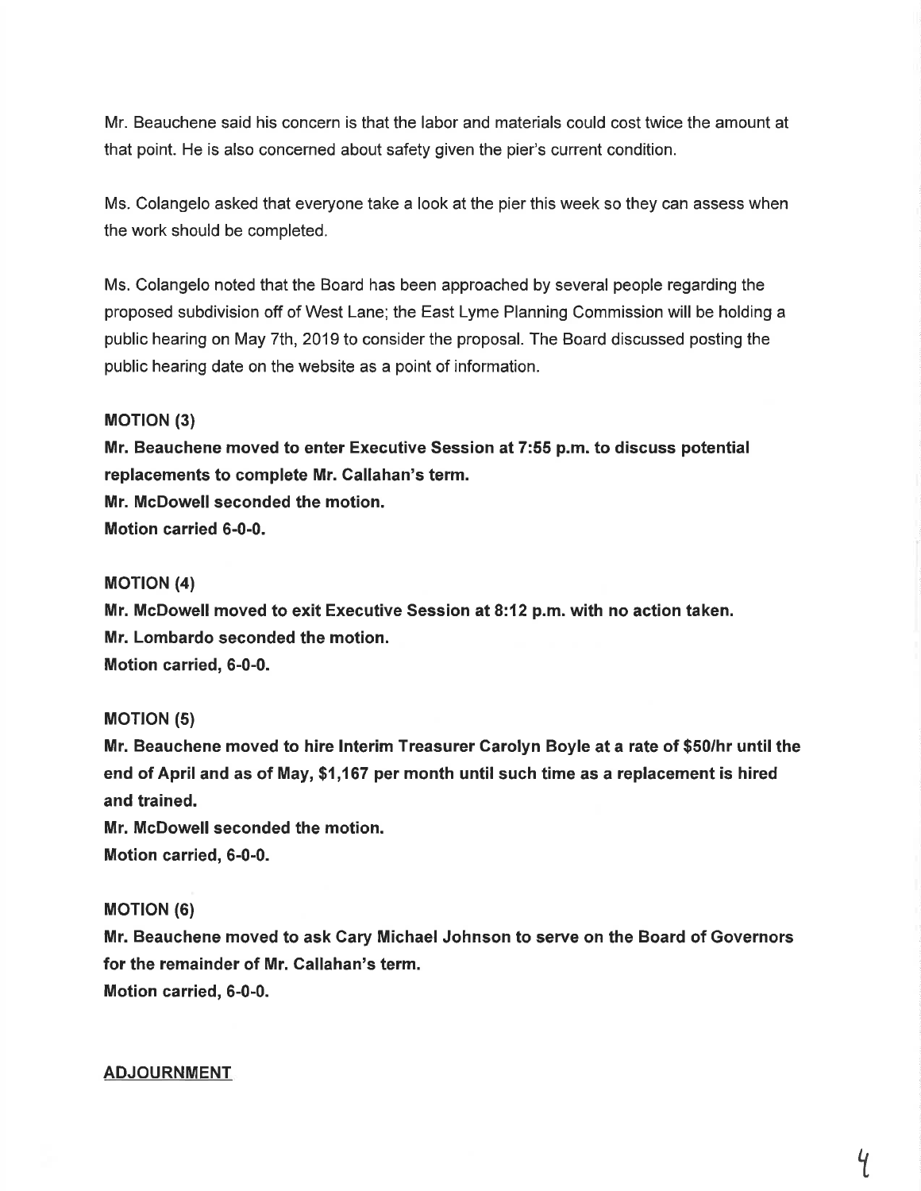Mr. Beauchene said his concern is that the labor and materials could cost twice the amount at that point. He is also concerned about safety given the pier's current condition.

Ms. Colangelo asked that everyone take a look at the pier this week so they can assess when the work should be completed.

Ms. Colangelo noted that the Board has been approached by several people regarding the proposed subdivision off of West Lane; the East Lyme Planning Commission will be holding a public hearing on May 7th, 2019 to consider the proposal. The Board discussed posting the public hearing date on the website as a point of information.

**MOTION (3)**
**Mr. Beauchene moved to enter Executive Session at 7:55 p.m. to discuss potential replacements to complete Mr. Callahan's term.**
**Mr. McDowell seconded the motion.**
**Motion carried 6-0-0.**

**MOTION (4)**
**Mr. McDowell moved to exit Executive Session at 8:12 p.m. with no action taken.**
**Mr. Lombardo seconded the motion.**
**Motion carried, 6-0-0.**

**MOTION (5)**
**Mr. Beauchene moved to hire Interim Treasurer Carolyn Boyle at a rate of $50/hr until the end of April and as of May, $1,167 per month until such time as a replacement is hired and trained.**
**Mr. McDowell seconded the motion.**
**Motion carried, 6-0-0.**

**MOTION (6)**
**Mr. Beauchene moved to ask Cary Michael Johnson to serve on the Board of Governors for the remainder of Mr. Callahan's term.**
**Motion carried, 6-0-0.**

## ADJOURNMENT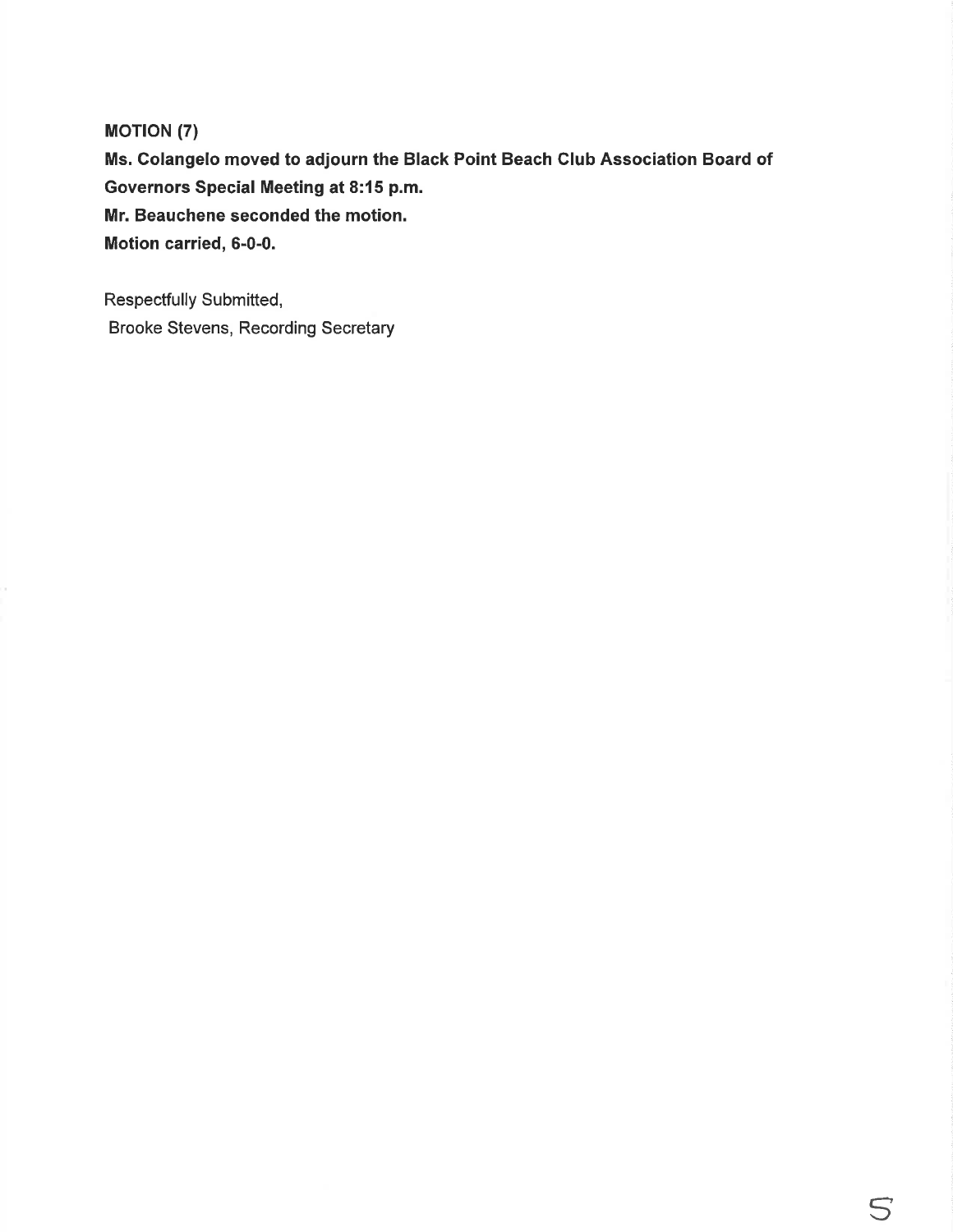**MOTION (7)**

**Ms. Colangelo moved to adjourn the Black Point Beach Club Association Board of Governors Special Meeting at 8:15 p.m.**

**Mr. Beauchene seconded the motion.**

**Motion carried, 6-0-0.**

Respectfully Submitted,

Brooke Stevens, Recording Secretary